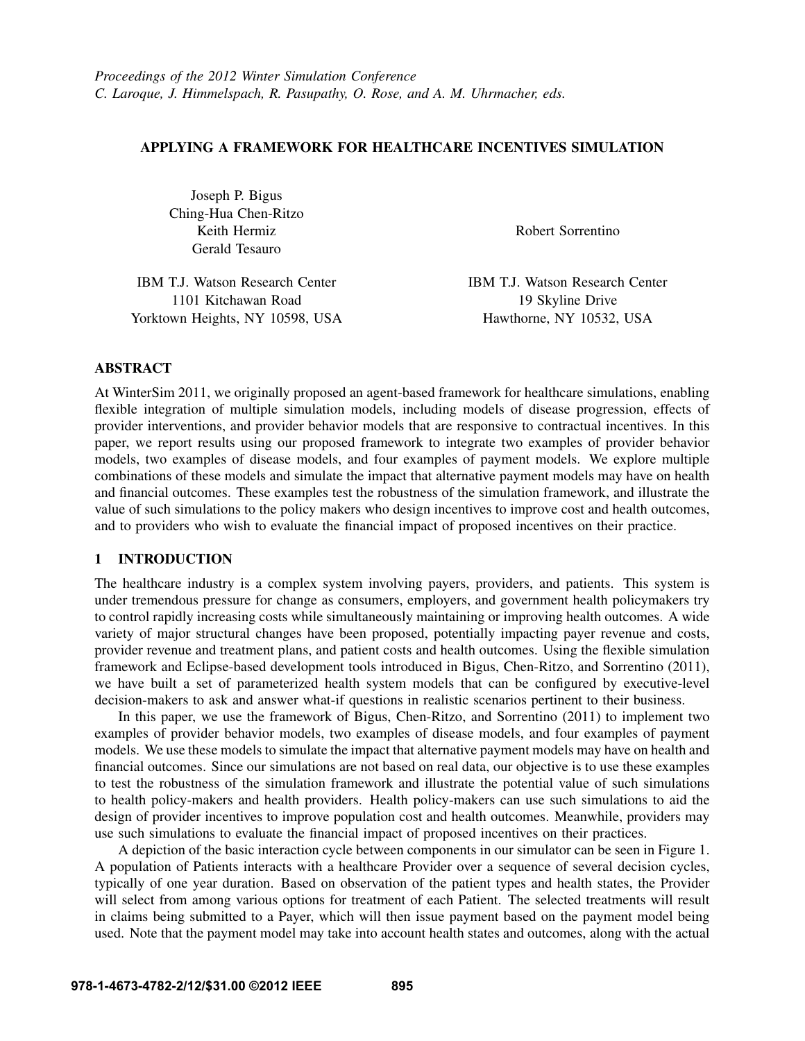*Proceedings of the 2012 Winter Simulation Conference*
*C. Laroque, J. Himmelspach, R. Pasupathy, O. Rose, and A. M. Uhrmacher, eds.*

# APPLYING A FRAMEWORK FOR HEALTHCARE INCENTIVES SIMULATION

Joseph P. Bigus
Ching-Hua Chen-Ritzo
Keith Hermiz
Gerald Tesauro

IBM T.J. Watson Research Center
1101 Kitchawan Road
Yorktown Heights, NY 10598, USA

Robert Sorrentino

IBM T.J. Watson Research Center
19 Skyline Drive
Hawthorne, NY 10532, USA

## ABSTRACT

At WinterSim 2011, we originally proposed an agent-based framework for healthcare simulations, enabling flexible integration of multiple simulation models, including models of disease progression, effects of provider interventions, and provider behavior models that are responsive to contractual incentives. In this paper, we report results using our proposed framework to integrate two examples of provider behavior models, two examples of disease models, and four examples of payment models. We explore multiple combinations of these models and simulate the impact that alternative payment models may have on health and financial outcomes. These examples test the robustness of the simulation framework, and illustrate the value of such simulations to the policy makers who design incentives to improve cost and health outcomes, and to providers who wish to evaluate the financial impact of proposed incentives on their practice.

## 1 INTRODUCTION

The healthcare industry is a complex system involving payers, providers, and patients. This system is under tremendous pressure for change as consumers, employers, and government health policymakers try to control rapidly increasing costs while simultaneously maintaining or improving health outcomes. A wide variety of major structural changes have been proposed, potentially impacting payer revenue and costs, provider revenue and treatment plans, and patient costs and health outcomes. Using the flexible simulation framework and Eclipse-based development tools introduced in Bigus, Chen-Ritzo, and Sorrentino (2011), we have built a set of parameterized health system models that can be configured by executive-level decision-makers to ask and answer what-if questions in realistic scenarios pertinent to their business.

In this paper, we use the framework of Bigus, Chen-Ritzo, and Sorrentino (2011) to implement two examples of provider behavior models, two examples of disease models, and four examples of payment models. We use these models to simulate the impact that alternative payment models may have on health and financial outcomes. Since our simulations are not based on real data, our objective is to use these examples to test the robustness of the simulation framework and illustrate the potential value of such simulations to health policy-makers and health providers. Health policy-makers can use such simulations to aid the design of provider incentives to improve population cost and health outcomes. Meanwhile, providers may use such simulations to evaluate the financial impact of proposed incentives on their practices.

A depiction of the basic interaction cycle between components in our simulator can be seen in Figure 1. A population of Patients interacts with a healthcare Provider over a sequence of several decision cycles, typically of one year duration. Based on observation of the patient types and health states, the Provider will select from among various options for treatment of each Patient. The selected treatments will result in claims being submitted to a Payer, which will then issue payment based on the payment model being used. Note that the payment model may take into account health states and outcomes, along with the actual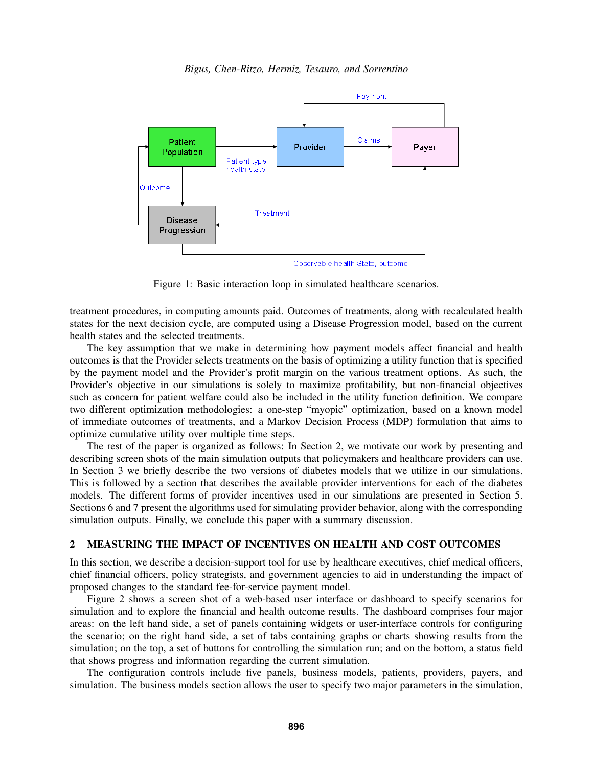Figure 1: Basic interaction loop in simulated healthcare scenarios.

treatment procedures, in computing amounts paid. Outcomes of treatments, along with recalculated health states for the next decision cycle, are computed using a Disease Progression model, based on the current health states and the selected treatments.

The key assumption that we make in determining how payment models affect financial and health outcomes is that the Provider selects treatments on the basis of optimizing a utility function that is specified by the payment model and the Provider's profit margin on the various treatment options. As such, the Provider's objective in our simulations is solely to maximize profitability, but non-financial objectives such as concern for patient welfare could also be included in the utility function definition. We compare two different optimization methodologies: a one-step "myopic" optimization, based on a known model of immediate outcomes of treatments, and a Markov Decision Process (MDP) formulation that aims to optimize cumulative utility over multiple time steps.

The rest of the paper is organized as follows: In Section 2, we motivate our work by presenting and describing screen shots of the main simulation outputs that policymakers and healthcare providers can use. In Section 3 we briefly describe the two versions of diabetes models that we utilize in our simulations. This is followed by a section that describes the available provider interventions for each of the diabetes models. The different forms of provider incentives used in our simulations are presented in Section 5. Sections 6 and 7 present the algorithms used for simulating provider behavior, along with the corresponding simulation outputs. Finally, we conclude this paper with a summary discussion.

## 2 MEASURING THE IMPACT OF INCENTIVES ON HEALTH AND COST OUTCOMES

In this section, we describe a decision-support tool for use by healthcare executives, chief medical officers, chief financial officers, policy strategists, and government agencies to aid in understanding the impact of proposed changes to the standard fee-for-service payment model.

Figure 2 shows a screen shot of a web-based user interface or dashboard to specify scenarios for simulation and to explore the financial and health outcome results. The dashboard comprises four major areas: on the left hand side, a set of panels containing widgets or user-interface controls for configuring the scenario; on the right hand side, a set of tabs containing graphs or charts showing results from the simulation; on the top, a set of buttons for controlling the simulation run; and on the bottom, a status field that shows progress and information regarding the current simulation.

The configuration controls include five panels, business models, patients, providers, payers, and simulation. The business models section allows the user to specify two major parameters in the simulation,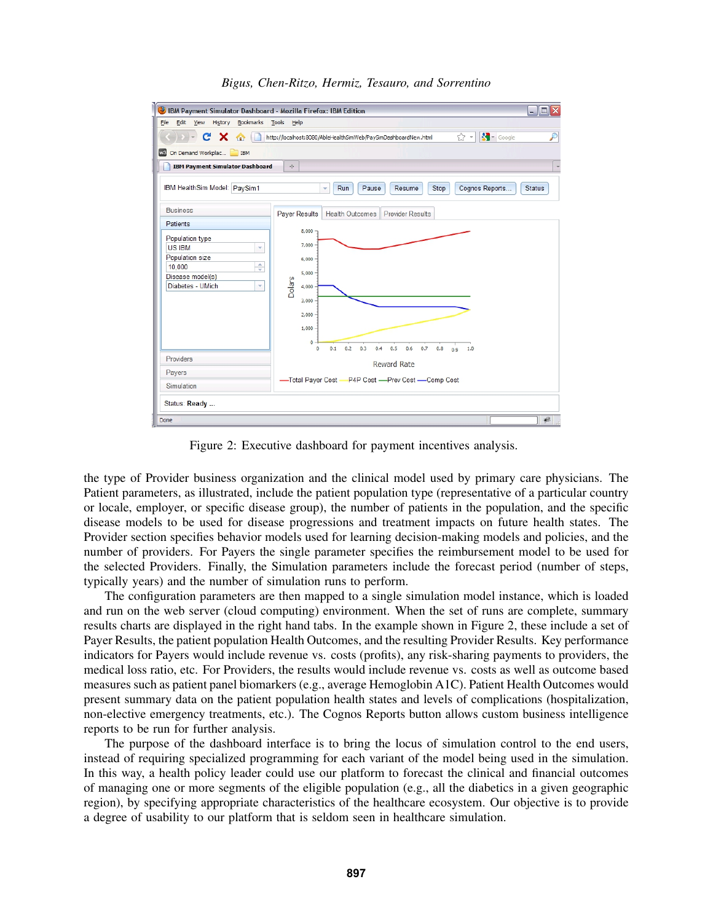IBM Payment Simulator Dashboard - Mozilla Firefox: IBM Edition

File Edit View History Bookmarks Tools Help

http://localhost:8080/AbleHealthSimWeb/PaySimDashboardNew.html

On Demand Workplac... IBM

IBM Payment Simulator Dashboard

IBM HealthSim Model: PaySim1 Run Pause Resume Stop Cognos Reports... Status

Business

Patients

Population type

US IBM

Population size

10,000

Disease model(s)

Diabetes - UMich

Providers

Payers

Simulation

Payer Results Health Outcomes Provider Results

8,000
7,000
6,000
5,000
4,000
3,000
2,000
1,000
0

Dollars

0 0.1 0.2 0.3 0.4 0.5 0.6 0.7 0.8 0.9 1.0

Reward Rate

Total Payer Cost P4P Cost Prev Cost Comp Cost

Status: Ready ...

Done

Figure 2: Executive dashboard for payment incentives analysis.

the type of Provider business organization and the clinical model used by primary care physicians. The Patient parameters, as illustrated, include the patient population type (representative of a particular country or locale, employer, or specific disease group), the number of patients in the population, and the specific disease models to be used for disease progressions and treatment impacts on future health states. The Provider section specifies behavior models used for learning decision-making models and policies, and the number of providers. For Payers the single parameter specifies the reimbursement model to be used for the selected Providers. Finally, the Simulation parameters include the forecast period (number of steps, typically years) and the number of simulation runs to perform.

The configuration parameters are then mapped to a single simulation model instance, which is loaded and run on the web server (cloud computing) environment. When the set of runs are complete, summary results charts are displayed in the right hand tabs. In the example shown in Figure 2, these include a set of Payer Results, the patient population Health Outcomes, and the resulting Provider Results. Key performance indicators for Payers would include revenue vs. costs (profits), any risk-sharing payments to providers, the medical loss ratio, etc. For Providers, the results would include revenue vs. costs as well as outcome based measures such as patient panel biomarkers (e.g., average Hemoglobin A1C). Patient Health Outcomes would present summary data on the patient population health states and levels of complications (hospitalization, non-elective emergency treatments, etc.). The Cognos Reports button allows custom business intelligence reports to be run for further analysis.

The purpose of the dashboard interface is to bring the locus of simulation control to the end users, instead of requiring specialized programming for each variant of the model being used in the simulation. In this way, a health policy leader could use our platform to forecast the clinical and financial outcomes of managing one or more segments of the eligible population (e.g., all the diabetics in a given geographic region), by specifying appropriate characteristics of the healthcare ecosystem. Our objective is to provide a degree of usability to our platform that is seldom seen in healthcare simulation.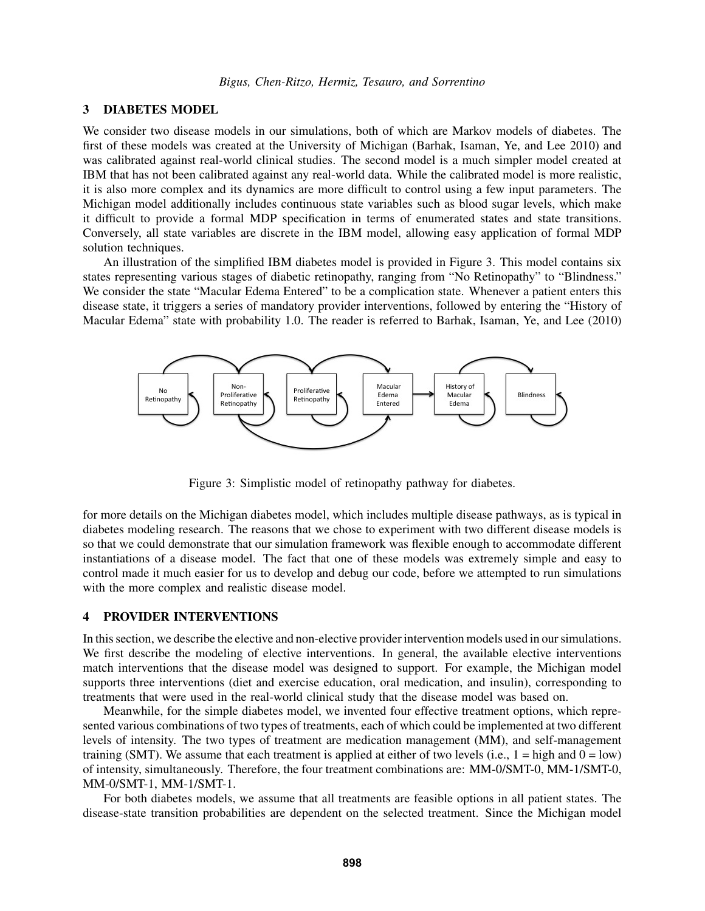## 3 DIABETES MODEL

We consider two disease models in our simulations, both of which are Markov models of diabetes. The first of these models was created at the University of Michigan (Barhak, Isaman, Ye, and Lee 2010) and was calibrated against real-world clinical studies. The second model is a much simpler model created at IBM that has not been calibrated against any real-world data. While the calibrated model is more realistic, it is also more complex and its dynamics are more difficult to control using a few input parameters. The Michigan model additionally includes continuous state variables such as blood sugar levels, which make it difficult to provide a formal MDP specification in terms of enumerated states and state transitions. Conversely, all state variables are discrete in the IBM model, allowing easy application of formal MDP solution techniques.

An illustration of the simplified IBM diabetes model is provided in Figure 3. This model contains six states representing various stages of diabetic retinopathy, ranging from "No Retinopathy" to "Blindness." We consider the state "Macular Edema Entered" to be a complication state. Whenever a patient enters this disease state, it triggers a series of mandatory provider interventions, followed by entering the "History of Macular Edema" state with probability 1.0. The reader is referred to Barhak, Isaman, Ye, and Lee (2010) for more details on the Michigan diabetes model, which includes multiple disease pathways, as is typical in diabetes modeling research. The reasons that we chose to experiment with two different disease models is so that we could demonstrate that our simulation framework was flexible enough to accommodate different instantiations of a disease model. The fact that one of these models was extremely simple and easy to control made it much easier for us to develop and debug our code, before we attempted to run simulations with the more complex and realistic disease model.

Figure 3: Simplistic model of retinopathy pathway for diabetes.

## 4 PROVIDER INTERVENTIONS

In this section, we describe the elective and non-elective provider intervention models used in our simulations. We first describe the modeling of elective interventions. In general, the available elective interventions match interventions that the disease model was designed to support. For example, the Michigan model supports three interventions (diet and exercise education, oral medication, and insulin), corresponding to treatments that were used in the real-world clinical study that the disease model was based on.

Meanwhile, for the simple diabetes model, we invented four effective treatment options, which represented various combinations of two types of treatments, each of which could be implemented at two different levels of intensity. The two types of treatment are medication management (MM), and self-management training (SMT). We assume that each treatment is applied at either of two levels (i.e., 1 = high and 0 = low) of intensity, simultaneously. Therefore, the four treatment combinations are: MM-0/SMT-0, MM-1/SMT-0, MM-0/SMT-1, MM-1/SMT-1.

For both diabetes models, we assume that all treatments are feasible options in all patient states. The disease-state transition probabilities are dependent on the selected treatment. Since the Michigan model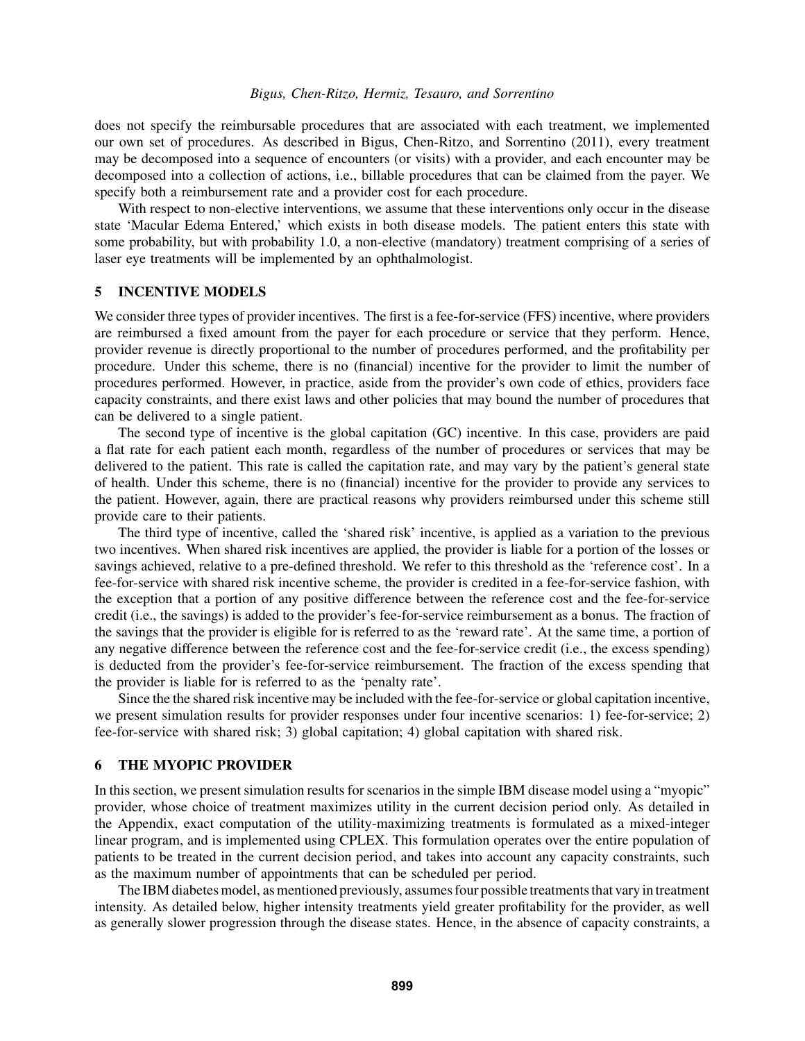does not specify the reimbursable procedures that are associated with each treatment, we implemented our own set of procedures. As described in Bigus, Chen-Ritzo, and Sorrentino (2011), every treatment may be decomposed into a sequence of encounters (or visits) with a provider, and each encounter may be decomposed into a collection of actions, i.e., billable procedures that can be claimed from the payer. We specify both a reimbursement rate and a provider cost for each procedure.

With respect to non-elective interventions, we assume that these interventions only occur in the disease state 'Macular Edema Entered,' which exists in both disease models. The patient enters this state with some probability, but with probability 1.0, a non-elective (mandatory) treatment comprising of a series of laser eye treatments will be implemented by an ophthalmologist.

## 5 INCENTIVE MODELS

We consider three types of provider incentives. The first is a fee-for-service (FFS) incentive, where providers are reimbursed a fixed amount from the payer for each procedure or service that they perform. Hence, provider revenue is directly proportional to the number of procedures performed, and the profitability per procedure. Under this scheme, there is no (financial) incentive for the provider to limit the number of procedures performed. However, in practice, aside from the provider's own code of ethics, providers face capacity constraints, and there exist laws and other policies that may bound the number of procedures that can be delivered to a single patient.

The second type of incentive is the global capitation (GC) incentive. In this case, providers are paid a flat rate for each patient each month, regardless of the number of procedures or services that may be delivered to the patient. This rate is called the capitation rate, and may vary by the patient's general state of health. Under this scheme, there is no (financial) incentive for the provider to provide any services to the patient. However, again, there are practical reasons why providers reimbursed under this scheme still provide care to their patients.

The third type of incentive, called the 'shared risk' incentive, is applied as a variation to the previous two incentives. When shared risk incentives are applied, the provider is liable for a portion of the losses or savings achieved, relative to a pre-defined threshold. We refer to this threshold as the 'reference cost'. In a fee-for-service with shared risk incentive scheme, the provider is credited in a fee-for-service fashion, with the exception that a portion of any positive difference between the reference cost and the fee-for-service credit (i.e., the savings) is added to the provider's fee-for-service reimbursement as a bonus. The fraction of the savings that the provider is eligible for is referred to as the 'reward rate'. At the same time, a portion of any negative difference between the reference cost and the fee-for-service credit (i.e., the excess spending) is deducted from the provider's fee-for-service reimbursement. The fraction of the excess spending that the provider is liable for is referred to as the 'penalty rate'.

Since the the shared risk incentive may be included with the fee-for-service or global capitation incentive, we present simulation results for provider responses under four incentive scenarios: 1) fee-for-service; 2) fee-for-service with shared risk; 3) global capitation; 4) global capitation with shared risk.

## 6 THE MYOPIC PROVIDER

In this section, we present simulation results for scenarios in the simple IBM disease model using a "myopic" provider, whose choice of treatment maximizes utility in the current decision period only. As detailed in the Appendix, exact computation of the utility-maximizing treatments is formulated as a mixed-integer linear program, and is implemented using CPLEX. This formulation operates over the entire population of patients to be treated in the current decision period, and takes into account any capacity constraints, such as the maximum number of appointments that can be scheduled per period.

The IBM diabetes model, as mentioned previously, assumes four possible treatments that vary in treatment intensity. As detailed below, higher intensity treatments yield greater profitability for the provider, as well as generally slower progression through the disease states. Hence, in the absence of capacity constraints, a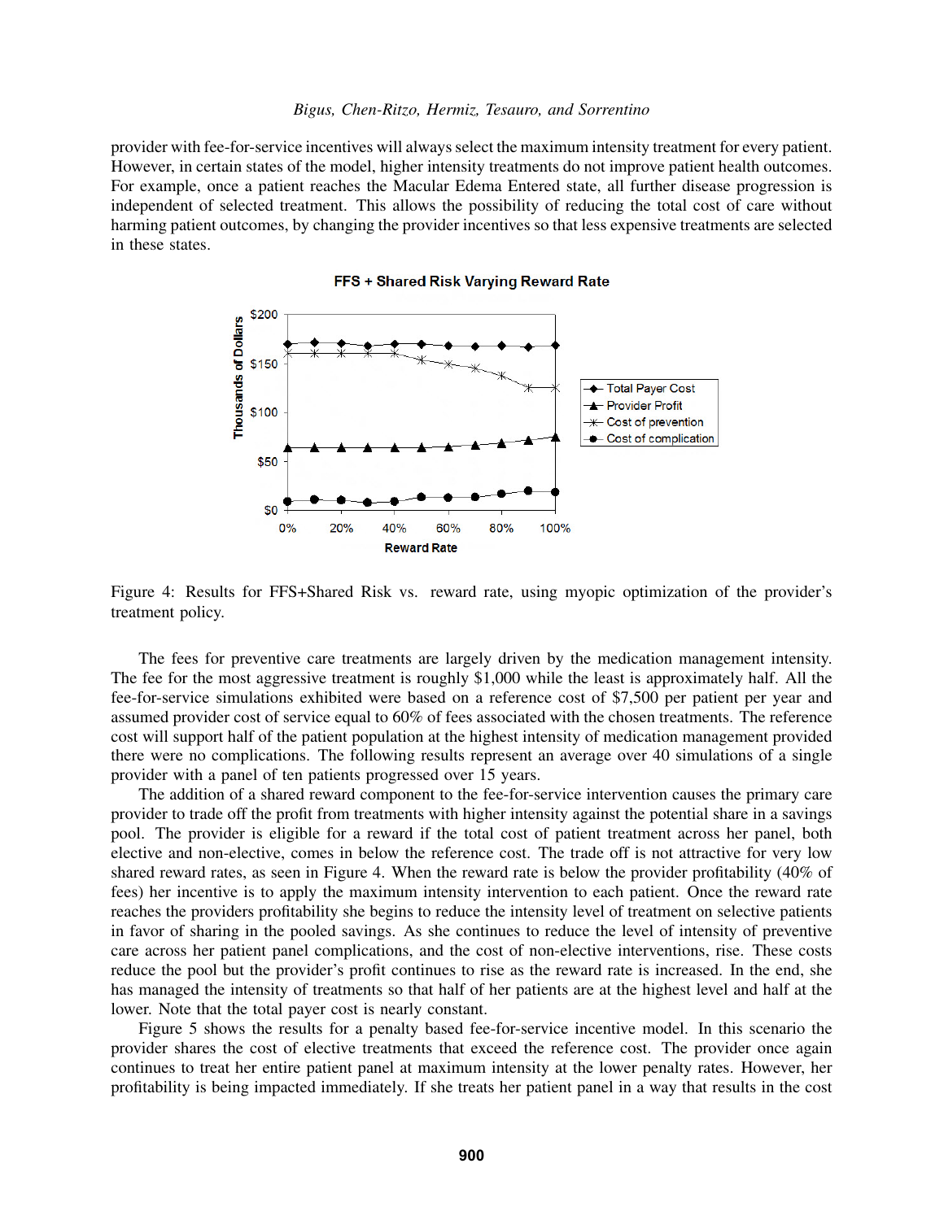provider with fee-for-service incentives will always select the maximum intensity treatment for every patient. However, in certain states of the model, higher intensity treatments do not improve patient health outcomes. For example, once a patient reaches the Macular Edema Entered state, all further disease progression is independent of selected treatment. This allows the possibility of reducing the total cost of care without harming patient outcomes, by changing the provider incentives so that less expensive treatments are selected in these states.

Figure 4: Results for FFS+Shared Risk vs. reward rate, using myopic optimization of the provider's treatment policy.

The fees for preventive care treatments are largely driven by the medication management intensity. The fee for the most aggressive treatment is roughly $1,000 while the least is approximately half. All the fee-for-service simulations exhibited were based on a reference cost of $7,500 per patient per year and assumed provider cost of service equal to 60% of fees associated with the chosen treatments. The reference cost will support half of the patient population at the highest intensity of medication management provided there were no complications. The following results represent an average over 40 simulations of a single provider with a panel of ten patients progressed over 15 years.

The addition of a shared reward component to the fee-for-service intervention causes the primary care provider to trade off the profit from treatments with higher intensity against the potential share in a savings pool. The provider is eligible for a reward if the total cost of patient treatment across her panel, both elective and non-elective, comes in below the reference cost. The trade off is not attractive for very low shared reward rates, as seen in Figure 4. When the reward rate is below the provider profitability (40% of fees) her incentive is to apply the maximum intensity intervention to each patient. Once the reward rate reaches the providers profitability she begins to reduce the intensity level of treatment on selective patients in favor of sharing in the pooled savings. As she continues to reduce the level of intensity of preventive care across her patient panel complications, and the cost of non-elective interventions, rise. These costs reduce the pool but the provider's profit continues to rise as the reward rate is increased. In the end, she has managed the intensity of treatments so that half of her patients are at the highest level and half at the lower. Note that the total payer cost is nearly constant.

Figure 5 shows the results for a penalty based fee-for-service incentive model. In this scenario the provider shares the cost of elective treatments that exceed the reference cost. The provider once again continues to treat her entire patient panel at maximum intensity at the lower penalty rates. However, her profitability is being impacted immediately. If she treats her patient panel in a way that results in the cost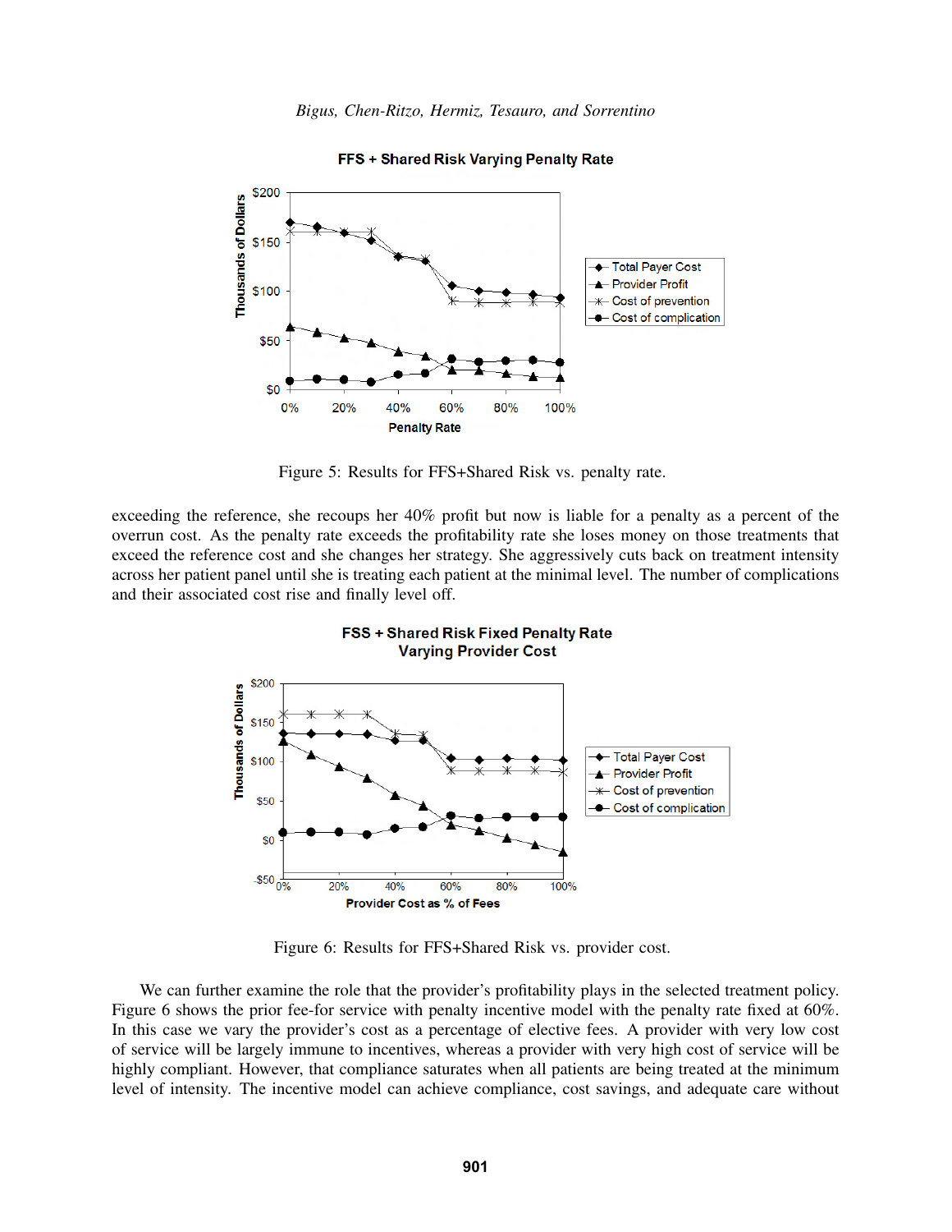Figure 5: Results for FFS+Shared Risk vs. penalty rate.

exceeding the reference, she recoups her 40% profit but now is liable for a penalty as a percent of the overrun cost. As the penalty rate exceeds the profitability rate she loses money on those treatments that exceed the reference cost and she changes her strategy. She aggressively cuts back on treatment intensity across her patient panel until she is treating each patient at the minimal level. The number of complications and their associated cost rise and finally level off.

Figure 6: Results for FFS+Shared Risk vs. provider cost.

We can further examine the role that the provider's profitability plays in the selected treatment policy. Figure 6 shows the prior fee-for service with penalty incentive model with the penalty rate fixed at 60%. In this case we vary the provider's cost as a percentage of elective fees. A provider with very low cost of service will be largely immune to incentives, whereas a provider with very high cost of service will be highly compliant. However, that compliance saturates when all patients are being treated at the minimum level of intensity. The incentive model can achieve compliance, cost savings, and adequate care without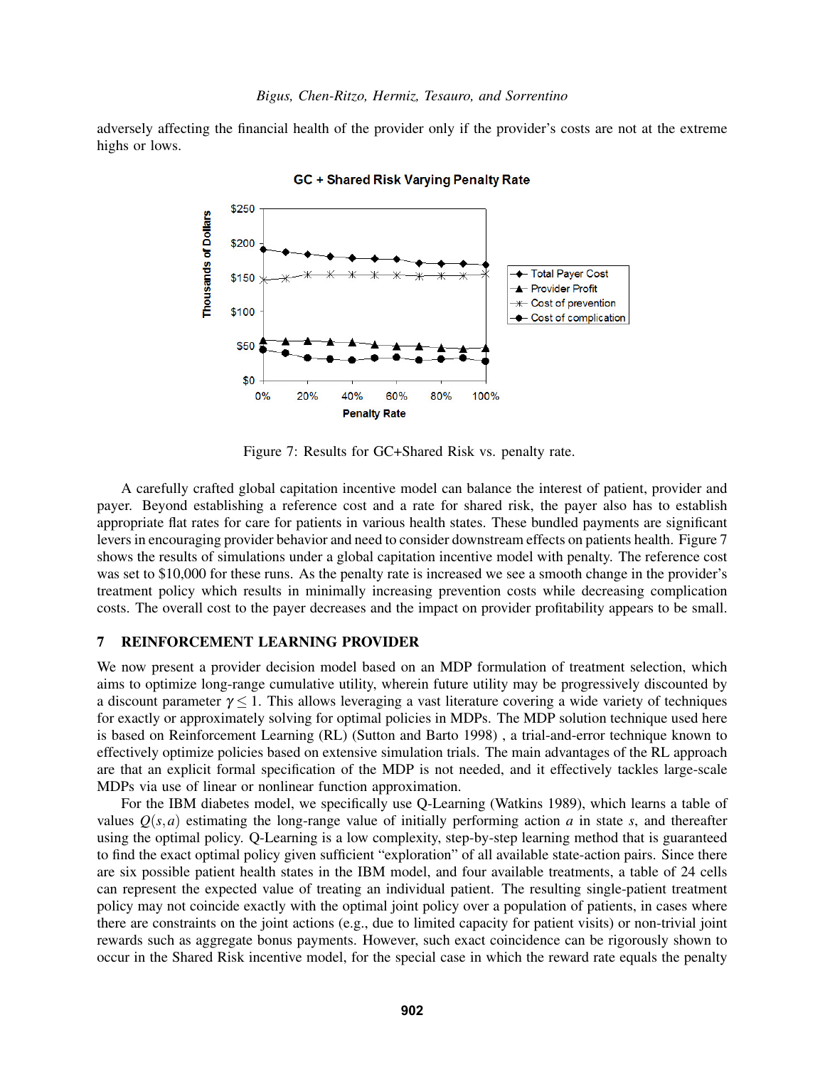adversely affecting the financial health of the provider only if the provider's costs are not at the extreme highs or lows.

GC + Shared Risk Varying Penalty Rate

Thousands of Dollars

$250
$200
$150
$100
$50
$0

0% 20% 40% 60% 80% 100%

Penalty Rate

Total Payer Cost
Provider Profit
Cost of prevention
Cost of complication

Figure 7: Results for GC+Shared Risk vs. penalty rate.

A carefully crafted global capitation incentive model can balance the interest of patient, provider and payer. Beyond establishing a reference cost and a rate for shared risk, the payer also has to establish appropriate flat rates for care for patients in various health states. These bundled payments are significant levers in encouraging provider behavior and need to consider downstream effects on patients health. Figure 7 shows the results of simulations under a global capitation incentive model with penalty. The reference cost was set to $10,000 for these runs. As the penalty rate is increased we see a smooth change in the provider's treatment policy which results in minimally increasing prevention costs while decreasing complication costs. The overall cost to the payer decreases and the impact on provider profitability appears to be small.

## 7 REINFORCEMENT LEARNING PROVIDER

We now present a provider decision model based on an MDP formulation of treatment selection, which aims to optimize long-range cumulative utility, wherein future utility may be progressively discounted by a discount parameter $\gamma \leq 1$. This allows leveraging a vast literature covering a wide variety of techniques for exactly or approximately solving for optimal policies in MDPs. The MDP solution technique used here is based on Reinforcement Learning (RL) (Sutton and Barto 1998) , a trial-and-error technique known to effectively optimize policies based on extensive simulation trials. The main advantages of the RL approach are that an explicit formal specification of the MDP is not needed, and it effectively tackles large-scale MDPs via use of linear or nonlinear function approximation.

For the IBM diabetes model, we specifically use Q-Learning (Watkins 1989), which learns a table of values $Q(s,a)$ estimating the long-range value of initially performing action $a$ in state $s$, and thereafter using the optimal policy. Q-Learning is a low complexity, step-by-step learning method that is guaranteed to find the exact optimal policy given sufficient "exploration" of all available state-action pairs. Since there are six possible patient health states in the IBM model, and four available treatments, a table of 24 cells can represent the expected value of treating an individual patient. The resulting single-patient treatment policy may not coincide exactly with the optimal joint policy over a population of patients, in cases where there are constraints on the joint actions (e.g., due to limited capacity for patient visits) or non-trivial joint rewards such as aggregate bonus payments. However, such exact coincidence can be rigorously shown to occur in the Shared Risk incentive model, for the special case in which the reward rate equals the penalty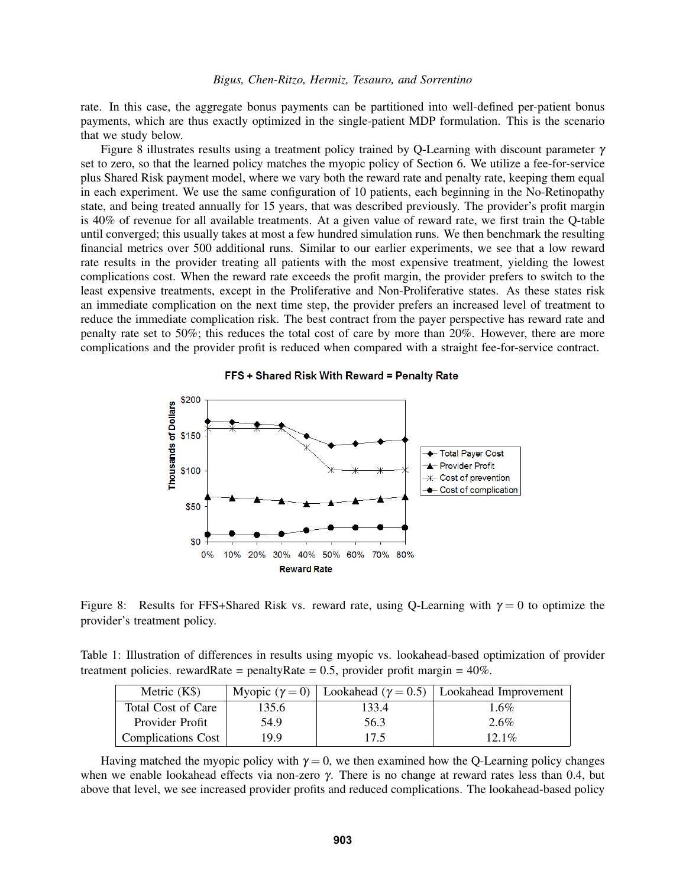rate. In this case, the aggregate bonus payments can be partitioned into well-defined per-patient bonus payments, which are thus exactly optimized in the single-patient MDP formulation. This is the scenario that we study below.

Figure 8 illustrates results using a treatment policy trained by Q-Learning with discount parameter $\gamma$ set to zero, so that the learned policy matches the myopic policy of Section 6. We utilize a fee-for-service plus Shared Risk payment model, where we vary both the reward rate and penalty rate, keeping them equal in each experiment. We use the same configuration of 10 patients, each beginning in the No-Retinopathy state, and being treated annually for 15 years, that was described previously. The provider's profit margin is 40% of revenue for all available treatments. At a given value of reward rate, we first train the Q-table until converged; this usually takes at most a few hundred simulation runs. We then benchmark the resulting financial metrics over 500 additional runs. Similar to our earlier experiments, we see that a low reward rate results in the provider treating all patients with the most expensive treatment, yielding the lowest complications cost. When the reward rate exceeds the profit margin, the provider prefers to switch to the least expensive treatments, except in the Proliferative and Non-Proliferative states. As these states risk an immediate complication on the next time step, the provider prefers an increased level of treatment to reduce the immediate complication risk. The best contract from the payer perspective has reward rate and penalty rate set to 50%; this reduces the total cost of care by more than 20%. However, there are more complications and the provider profit is reduced when compared with a straight fee-for-service contract.

Figure 8: Results for FFS+Shared Risk vs. reward rate, using Q-Learning with $\gamma = 0$ to optimize the provider's treatment policy.

Table 1: Illustration of differences in results using myopic vs. lookahead-based optimization of provider treatment policies. rewardRate = penaltyRate = 0.5, provider profit margin = 40%.

| Metric (K$) | Myopic ($\gamma = 0$) | Lookahead ($\gamma = 0.5$) | Lookahead Improvement |
|---|---|---|---|
| Total Cost of Care | 135.6 | 133.4 | 1.6% |
| Provider Profit | 54.9 | 56.3 | 2.6% |
| Complications Cost | 19.9 | 17.5 | 12.1% |

Having matched the myopic policy with $\gamma = 0$, we then examined how the Q-Learning policy changes when we enable lookahead effects via non-zero $\gamma$. There is no change at reward rates less than 0.4, but above that level, we see increased provider profits and reduced complications. The lookahead-based policy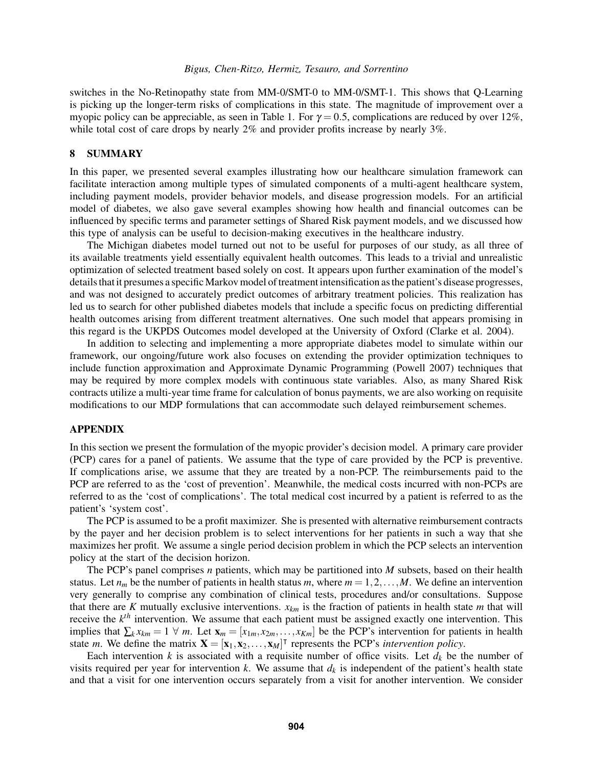switches in the No-Retinopathy state from MM-0/SMT-0 to MM-0/SMT-1. This shows that Q-Learning is picking up the longer-term risks of complications in this state. The magnitude of improvement over a myopic policy can be appreciable, as seen in Table 1. For $\gamma = 0.5$, complications are reduced by over 12%, while total cost of care drops by nearly 2% and provider profits increase by nearly 3%.

## 8 SUMMARY

In this paper, we presented several examples illustrating how our healthcare simulation framework can facilitate interaction among multiple types of simulated components of a multi-agent healthcare system, including payment models, provider behavior models, and disease progression models. For an artificial model of diabetes, we also gave several examples showing how health and financial outcomes can be influenced by specific terms and parameter settings of Shared Risk payment models, and we discussed how this type of analysis can be useful to decision-making executives in the healthcare industry.

The Michigan diabetes model turned out not to be useful for purposes of our study, as all three of its available treatments yield essentially equivalent health outcomes. This leads to a trivial and unrealistic optimization of selected treatment based solely on cost. It appears upon further examination of the model's details that it presumes a specific Markov model of treatment intensification as the patient's disease progresses, and was not designed to accurately predict outcomes of arbitrary treatment policies. This realization has led us to search for other published diabetes models that include a specific focus on predicting differential health outcomes arising from different treatment alternatives. One such model that appears promising in this regard is the UKPDS Outcomes model developed at the University of Oxford (Clarke et al. 2004).

In addition to selecting and implementing a more appropriate diabetes model to simulate within our framework, our ongoing/future work also focuses on extending the provider optimization techniques to include function approximation and Approximate Dynamic Programming (Powell 2007) techniques that may be required by more complex models with continuous state variables. Also, as many Shared Risk contracts utilize a multi-year time frame for calculation of bonus payments, we are also working on requisite modifications to our MDP formulations that can accommodate such delayed reimbursement schemes.

## APPENDIX

In this section we present the formulation of the myopic provider's decision model. A primary care provider (PCP) cares for a panel of patients. We assume that the type of care provided by the PCP is preventive. If complications arise, we assume that they are treated by a non-PCP. The reimbursements paid to the PCP are referred to as the 'cost of prevention'. Meanwhile, the medical costs incurred with non-PCPs are referred to as the 'cost of complications'. The total medical cost incurred by a patient is referred to as the patient's 'system cost'.

The PCP is assumed to be a profit maximizer. She is presented with alternative reimbursement contracts by the payer and her decision problem is to select interventions for her patients in such a way that she maximizes her profit. We assume a single period decision problem in which the PCP selects an intervention policy at the start of the decision horizon.

The PCP's panel comprises $n$ patients, which may be partitioned into $M$ subsets, based on their health status. Let $n_m$ be the number of patients in health status $m$, where $m = 1, 2, \ldots, M$. We define an intervention very generally to comprise any combination of clinical tests, procedures and/or consultations. Suppose that there are $K$ mutually exclusive interventions. $x_{km}$ is the fraction of patients in health state $m$ that will receive the $k^{th}$ intervention. We assume that each patient must be assigned exactly one intervention. This implies that $\sum_k x_{km} = 1 \;\forall\; m$. Let $\mathbf{x}_m = [x_{1m}, x_{2m}, \ldots, x_{Km}]$ be the PCP's intervention for patients in health state $m$. We define the matrix $\mathbf{X} = [\mathbf{x}_1, \mathbf{x}_2, \ldots, \mathbf{x}_M]^\intercal$ represents the PCP's *intervention policy*.

Each intervention $k$ is associated with a requisite number of office visits. Let $d_k$ be the number of visits required per year for intervention $k$. We assume that $d_k$ is independent of the patient's health state and that a visit for one intervention occurs separately from a visit for another intervention. We consider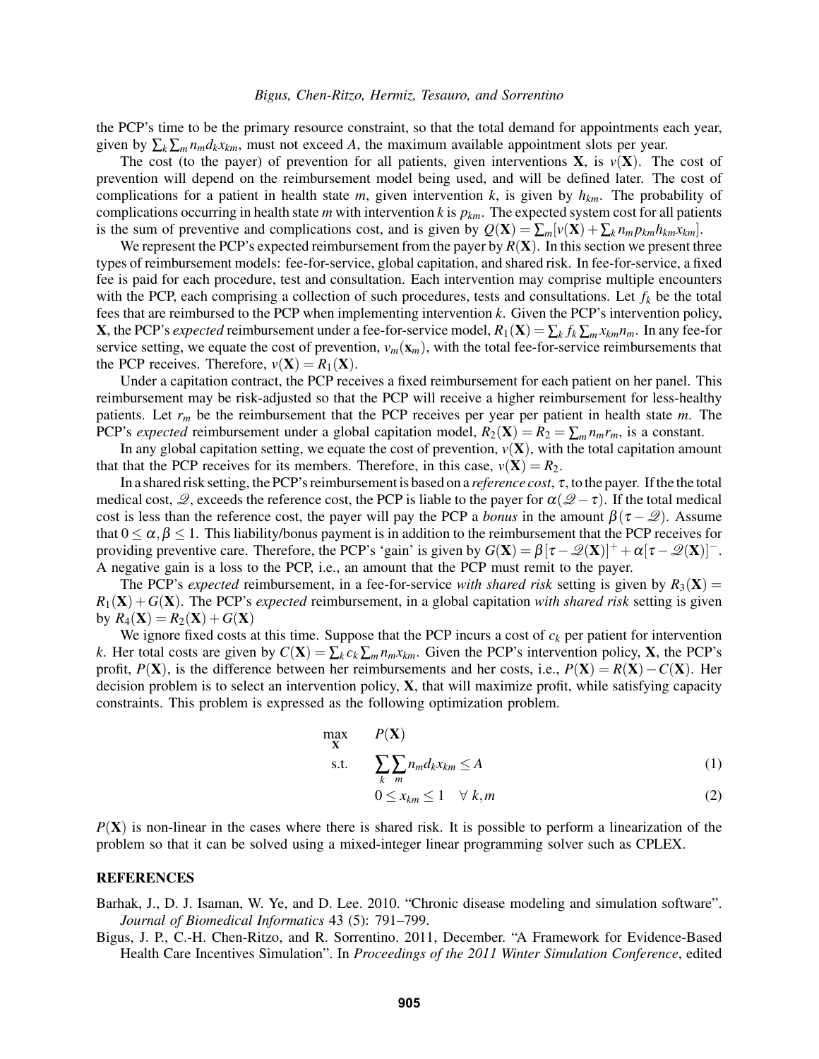the PCP's time to be the primary resource constraint, so that the total demand for appointments each year, given by $\sum_k \sum_m n_m d_k x_{km}$, must not exceed $A$, the maximum available appointment slots per year.

The cost (to the payer) of prevention for all patients, given interventions $\mathbf{X}$, is $v(\mathbf{X})$. The cost of prevention will depend on the reimbursement model being used, and will be defined later. The cost of complications for a patient in health state $m$, given intervention $k$, is given by $h_{km}$. The probability of complications occurring in health state $m$ with intervention $k$ is $p_{km}$. The expected system cost for all patients is the sum of preventive and complications cost, and is given by $Q(\mathbf{X}) = \sum_m [v(\mathbf{X}) + \sum_k n_m p_{km} h_{km} x_{km}]$.

We represent the PCP's expected reimbursement from the payer by $R(\mathbf{X})$. In this section we present three types of reimbursement models: fee-for-service, global capitation, and shared risk. In fee-for-service, a fixed fee is paid for each procedure, test and consultation. Each intervention may comprise multiple encounters with the PCP, each comprising a collection of such procedures, tests and consultations. Let $f_k$ be the total fees that are reimbursed to the PCP when implementing intervention $k$. Given the PCP's intervention policy, $\mathbf{X}$, the PCP's *expected* reimbursement under a fee-for-service model, $R_1(\mathbf{X}) = \sum_k f_k \sum_m x_{km} n_m$. In any fee-for service setting, we equate the cost of prevention, $v_m(\mathbf{x}_m)$, with the total fee-for-service reimbursements that the PCP receives. Therefore, $v(\mathbf{X}) = R_1(\mathbf{X})$.

Under a capitation contract, the PCP receives a fixed reimbursement for each patient on her panel. This reimbursement may be risk-adjusted so that the PCP will receive a higher reimbursement for less-healthy patients. Let $r_m$ be the reimbursement that the PCP receives per year per patient in health state $m$. The PCP's *expected* reimbursement under a global capitation model, $R_2(\mathbf{X}) = R_2 = \sum_m n_m r_m$, is a constant.

In any global capitation setting, we equate the cost of prevention, $v(\mathbf{X})$, with the total capitation amount that that the PCP receives for its members. Therefore, in this case, $v(\mathbf{X}) = R_2$.

In a shared risk setting, the PCP's reimbursement is based on a *reference cost*, $\tau$, to the payer. If the the total medical cost, $\mathscr{Q}$, exceeds the reference cost, the PCP is liable to the payer for $\alpha(\mathscr{Q} - \tau)$. If the total medical cost is less than the reference cost, the payer will pay the PCP a *bonus* in the amount $\beta(\tau - \mathscr{Q})$. Assume that $0 \leq \alpha, \beta \leq 1$. This liability/bonus payment is in addition to the reimbursement that the PCP receives for providing preventive care. Therefore, the PCP's 'gain' is given by $G(\mathbf{X}) = \beta[\tau - \mathscr{Q}(\mathbf{X})]^+ + \alpha[\tau - \mathscr{Q}(\mathbf{X})]^-$. A negative gain is a loss to the PCP, i.e., an amount that the PCP must remit to the payer.

The PCP's *expected* reimbursement, in a fee-for-service *with shared risk* setting is given by $R_3(\mathbf{X}) = R_1(\mathbf{X}) + G(\mathbf{X})$. The PCP's *expected* reimbursement, in a global capitation *with shared risk* setting is given by $R_4(\mathbf{X}) = R_2(\mathbf{X}) + G(\mathbf{X})$

We ignore fixed costs at this time. Suppose that the PCP incurs a cost of $c_k$ per patient for intervention $k$. Her total costs are given by $C(\mathbf{X}) = \sum_k c_k \sum_m n_m x_{km}$. Given the PCP's intervention policy, $\mathbf{X}$, the PCP's profit, $P(\mathbf{X})$, is the difference between her reimbursements and her costs, i.e., $P(\mathbf{X}) = R(\mathbf{X}) - C(\mathbf{X})$. Her decision problem is to select an intervention policy, $\mathbf{X}$, that will maximize profit, while satisfying capacity constraints. This problem is expressed as the following optimization problem.

$$\max_{\mathbf{X}} \quad P(\mathbf{X})$$

$$\text{s.t.} \quad \sum_k \sum_m n_m d_k x_{km} \leq A \tag{1}$$

$$0 \leq x_{km} \leq 1 \quad \forall\, k, m \tag{2}$$

$P(\mathbf{X})$ is non-linear in the cases where there is shared risk. It is possible to perform a linearization of the problem so that it can be solved using a mixed-integer linear programming solver such as CPLEX.

## REFERENCES

Barhak, J., D. J. Isaman, W. Ye, and D. Lee. 2010. "Chronic disease modeling and simulation software". *Journal of Biomedical Informatics* 43 (5): 791–799.

Bigus, J. P., C.-H. Chen-Ritzo, and R. Sorrentino. 2011, December. "A Framework for Evidence-Based Health Care Incentives Simulation". In *Proceedings of the 2011 Winter Simulation Conference*, edited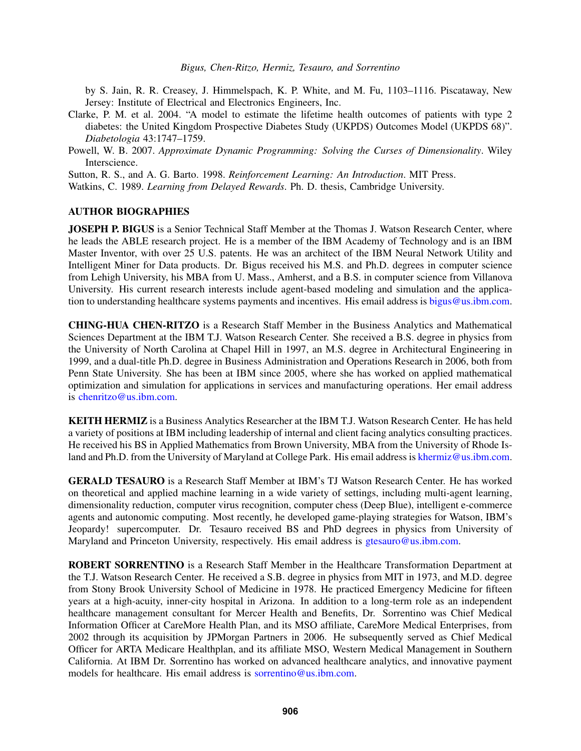by S. Jain, R. R. Creasey, J. Himmelspach, K. P. White, and M. Fu, 1103–1116. Piscataway, New Jersey: Institute of Electrical and Electronics Engineers, Inc.

Clarke, P. M. et al. 2004. "A model to estimate the lifetime health outcomes of patients with type 2 diabetes: the United Kingdom Prospective Diabetes Study (UKPDS) Outcomes Model (UKPDS 68)". *Diabetologia* 43:1747–1759.

Powell, W. B. 2007. *Approximate Dynamic Programming: Solving the Curses of Dimensionality*. Wiley Interscience.

Sutton, R. S., and A. G. Barto. 1998. *Reinforcement Learning: An Introduction*. MIT Press.

Watkins, C. 1989. *Learning from Delayed Rewards*. Ph. D. thesis, Cambridge University.

## AUTHOR BIOGRAPHIES

**JOSEPH P. BIGUS** is a Senior Technical Staff Member at the Thomas J. Watson Research Center, where he leads the ABLE research project. He is a member of the IBM Academy of Technology and is an IBM Master Inventor, with over 25 U.S. patents. He was an architect of the IBM Neural Network Utility and Intelligent Miner for Data products. Dr. Bigus received his M.S. and Ph.D. degrees in computer science from Lehigh University, his MBA from U. Mass., Amherst, and a B.S. in computer science from Villanova University. His current research interests include agent-based modeling and simulation and the application to understanding healthcare systems payments and incentives. His email address is bigus@us.ibm.com.

**CHING-HUA CHEN-RITZO** is a Research Staff Member in the Business Analytics and Mathematical Sciences Department at the IBM T.J. Watson Research Center. She received a B.S. degree in physics from the University of North Carolina at Chapel Hill in 1997, an M.S. degree in Architectural Engineering in 1999, and a dual-title Ph.D. degree in Business Administration and Operations Research in 2006, both from Penn State University. She has been at IBM since 2005, where she has worked on applied mathematical optimization and simulation for applications in services and manufacturing operations. Her email address is chenritzo@us.ibm.com.

**KEITH HERMIZ** is a Business Analytics Researcher at the IBM T.J. Watson Research Center. He has held a variety of positions at IBM including leadership of internal and client facing analytics consulting practices. He received his BS in Applied Mathematics from Brown University, MBA from the University of Rhode Island and Ph.D. from the University of Maryland at College Park. His email address is khermiz@us.ibm.com.

**GERALD TESAURO** is a Research Staff Member at IBM's TJ Watson Research Center. He has worked on theoretical and applied machine learning in a wide variety of settings, including multi-agent learning, dimensionality reduction, computer virus recognition, computer chess (Deep Blue), intelligent e-commerce agents and autonomic computing. Most recently, he developed game-playing strategies for Watson, IBM's Jeopardy! supercomputer. Dr. Tesauro received BS and PhD degrees in physics from University of Maryland and Princeton University, respectively. His email address is gtesauro@us.ibm.com.

**ROBERT SORRENTINO** is a Research Staff Member in the Healthcare Transformation Department at the T.J. Watson Research Center. He received a S.B. degree in physics from MIT in 1973, and M.D. degree from Stony Brook University School of Medicine in 1978. He practiced Emergency Medicine for fifteen years at a high-acuity, inner-city hospital in Arizona. In addition to a long-term role as an independent healthcare management consultant for Mercer Health and Benefits, Dr. Sorrentino was Chief Medical Information Officer at CareMore Health Plan, and its MSO affiliate, CareMore Medical Enterprises, from 2002 through its acquisition by JPMorgan Partners in 2006. He subsequently served as Chief Medical Officer for ARTA Medicare Healthplan, and its affiliate MSO, Western Medical Management in Southern California. At IBM Dr. Sorrentino has worked on advanced healthcare analytics, and innovative payment models for healthcare. His email address is sorrentino@us.ibm.com.